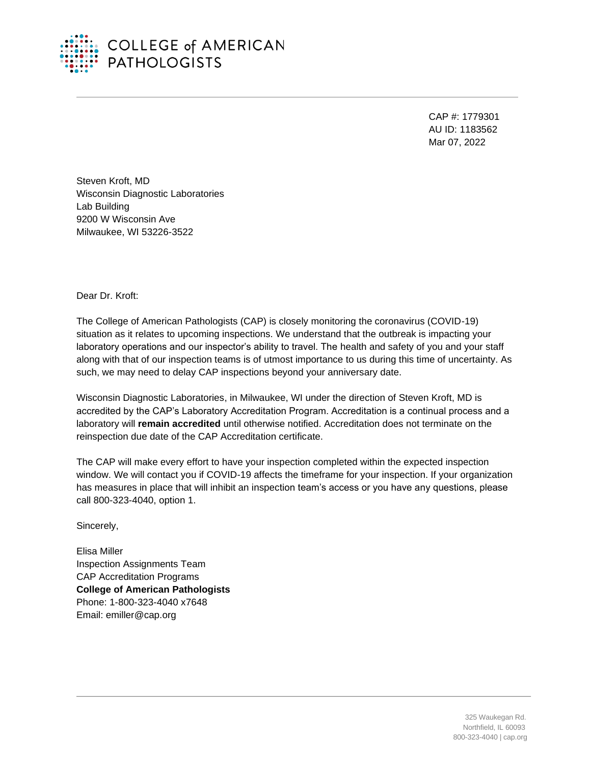COLLEGE of AMERICAN PATHOLOGISTS

CAP #: 1779301
AU ID: 1183562
Mar 07, 2022

Steven Kroft, MD
Wisconsin Diagnostic Laboratories
Lab Building
9200 W Wisconsin Ave
Milwaukee, WI 53226-3522

Dear Dr. Kroft:

The College of American Pathologists (CAP) is closely monitoring the coronavirus (COVID-19) situation as it relates to upcoming inspections. We understand that the outbreak is impacting your laboratory operations and our inspector's ability to travel. The health and safety of you and your staff along with that of our inspection teams is of utmost importance to us during this time of uncertainty. As such, we may need to delay CAP inspections beyond your anniversary date.

Wisconsin Diagnostic Laboratories, in Milwaukee, WI under the direction of Steven Kroft, MD is accredited by the CAP's Laboratory Accreditation Program. Accreditation is a continual process and a laboratory will **remain accredited** until otherwise notified. Accreditation does not terminate on the reinspection due date of the CAP Accreditation certificate.

The CAP will make every effort to have your inspection completed within the expected inspection window. We will contact you if COVID-19 affects the timeframe for your inspection. If your organization has measures in place that will inhibit an inspection team's access or you have any questions, please call 800-323-4040, option 1.

Sincerely,

Elisa Miller
Inspection Assignments Team
CAP Accreditation Programs
**College of American Pathologists**
Phone: 1-800-323-4040 x7648
Email: emiller@cap.org

325 Waukegan Rd.
Northfield, IL 60093
800-323-4040 | cap.org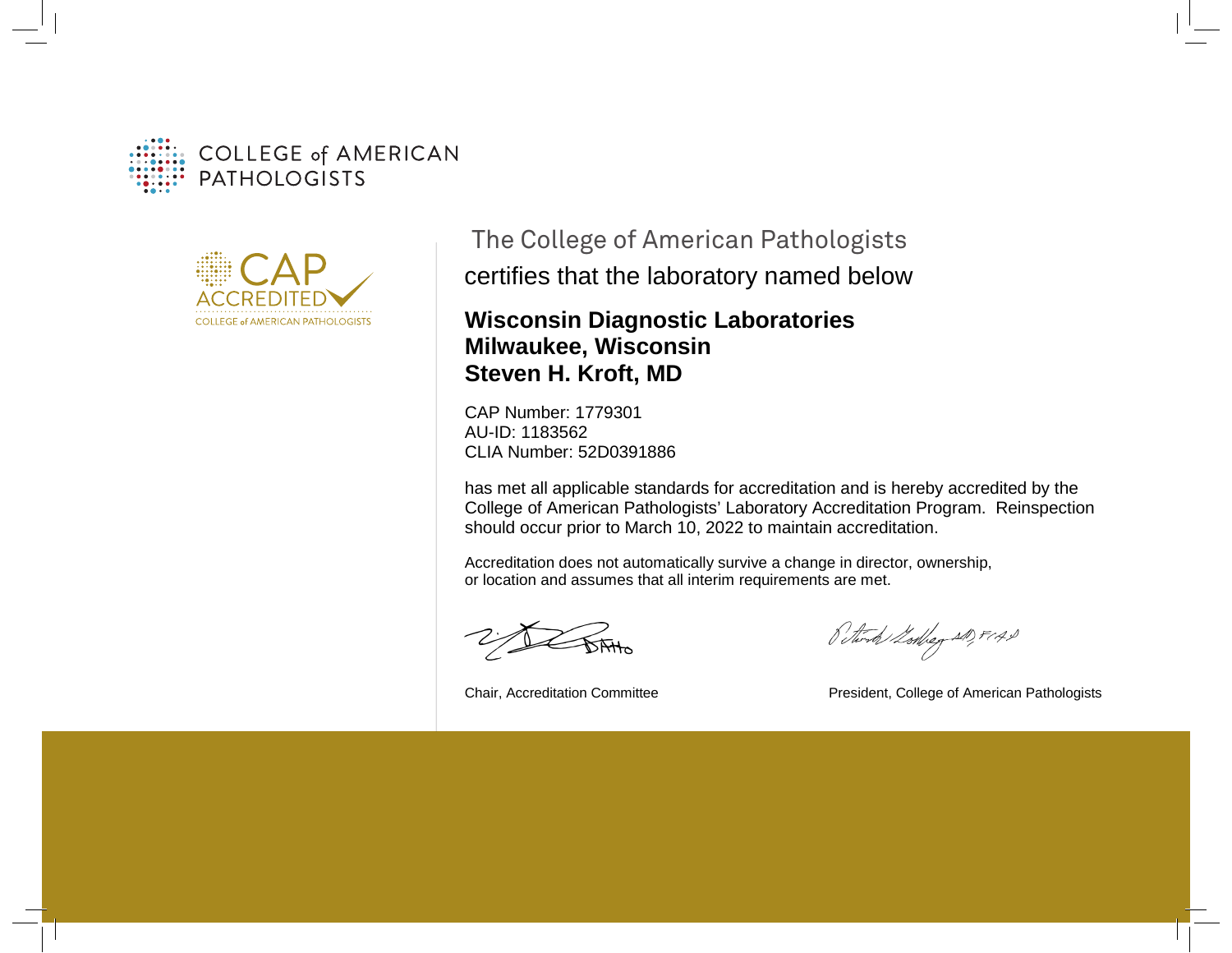COLLEGE of AMERICAN PATHOLOGISTS

CAP ACCREDITED

COLLEGE of AMERICAN PATHOLOGISTS

The College of American Pathologists

certifies that the laboratory named below

**Wisconsin Diagnostic Laboratories**
**Milwaukee, Wisconsin**
**Steven H. Kroft, MD**

CAP Number: 1779301
AU-ID: 1183562
CLIA Number: 52D0391886

has met all applicable standards for accreditation and is hereby accredited by the College of American Pathologists' Laboratory Accreditation Program. Reinspection should occur prior to March 10, 2022 to maintain accreditation.

Accreditation does not automatically survive a change in director, ownership, or location and assumes that all interim requirements are met.

Chair, Accreditation Committee

President, College of American Pathologists